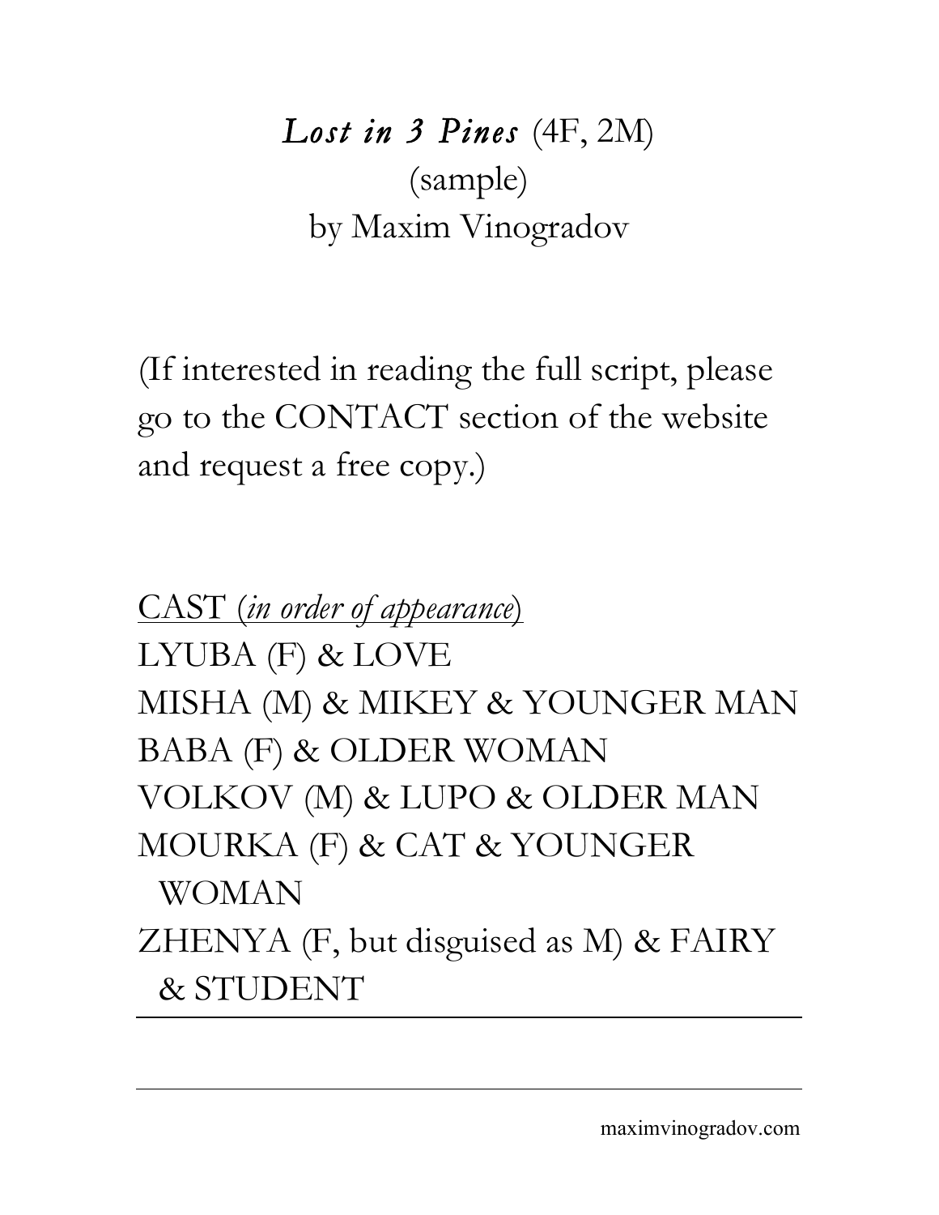# *Lost in 3 Pines* (4F, 2M)

(sample)

by Maxim Vinogradov

(If interested in reading the full script, please go to the CONTACT section of the website and request a free copy.)

<u>CAST (*in order of appearance*)</u>

LYUBA (F) & LOVE
MISHA (M) & MIKEY & YOUNGER MAN
BABA (F) & OLDER WOMAN
VOLKOV (M) & LUPO & OLDER MAN
MOURKA (F) & CAT & YOUNGER WOMAN
ZHENYA (F, but disguised as M) & FAIRY & STUDENT

---

maximvinogradov.com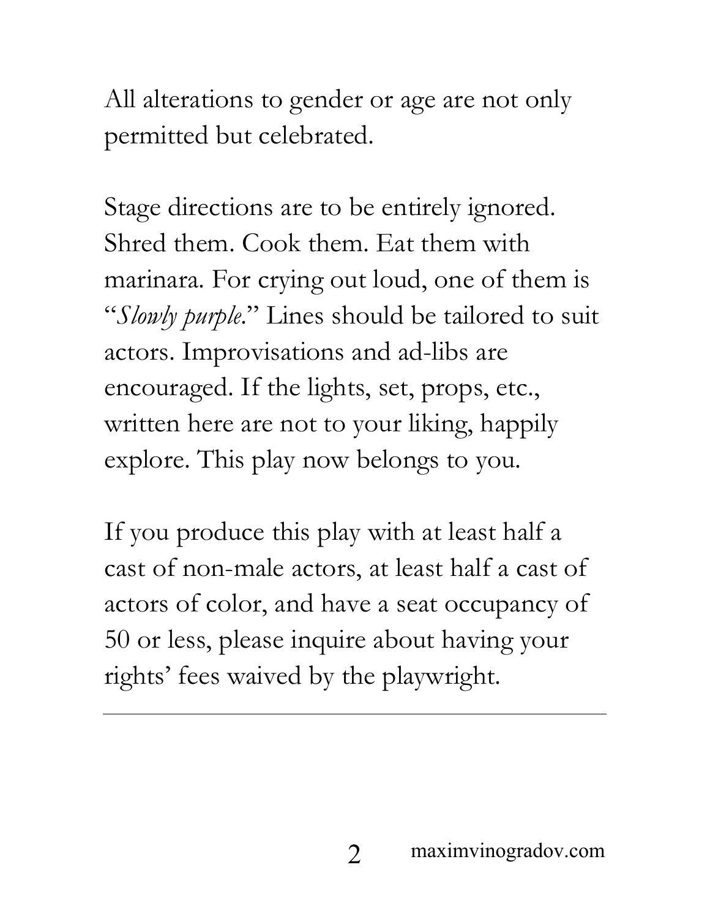All alterations to gender or age are not only permitted but celebrated.

Stage directions are to be entirely ignored. Shred them. Cook them. Eat them with marinara. For crying out loud, one of them is "*Slowly purple*." Lines should be tailored to suit actors. Improvisations and ad-libs are encouraged. If the lights, set, props, etc., written here are not to your liking, happily explore. This play now belongs to you.

If you produce this play with at least half a cast of non-male actors, at least half a cast of actors of color, and have a seat occupancy of 50 or less, please inquire about having your rights' fees waived by the playwright.

---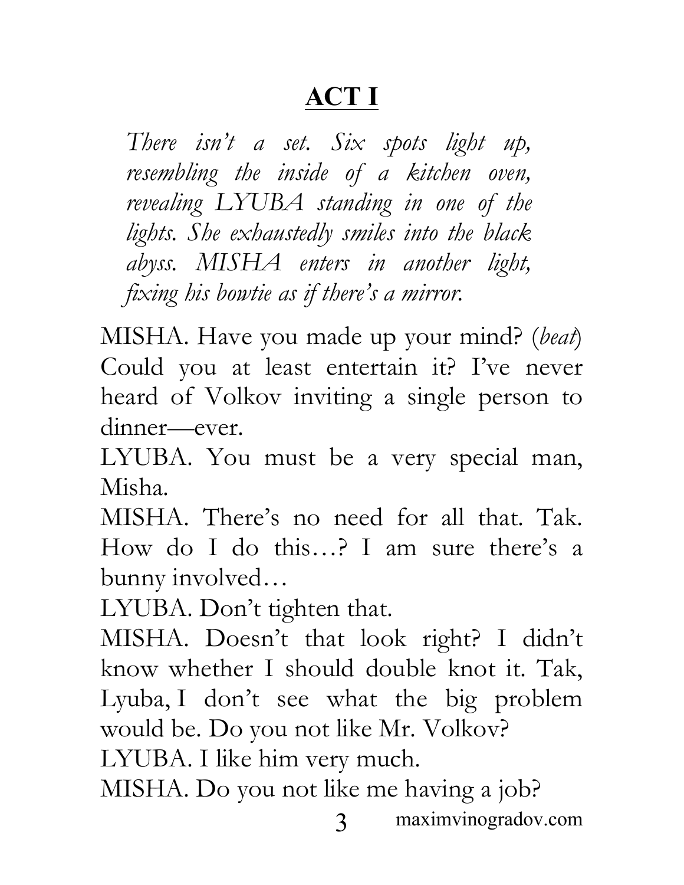# ACT I

*There isn't a set. Six spots light up, resembling the inside of a kitchen oven, revealing LYUBA standing in one of the lights. She exhaustedly smiles into the black abyss. MISHA enters in another light, fixing his bowtie as if there's a mirror.*

MISHA. Have you made up your mind? (*beat*) Could you at least entertain it? I've never heard of Volkov inviting a single person to dinner—ever.

LYUBA. You must be a very special man, Misha.

MISHA. There's no need for all that. Tak. How do I do this…? I am sure there's a bunny involved…

LYUBA. Don't tighten that.

MISHA. Doesn't that look right? I didn't know whether I should double knot it. Tak, Lyuba, I don't see what the big problem would be. Do you not like Mr. Volkov?

LYUBA. I like him very much.

MISHA. Do you not like me having a job?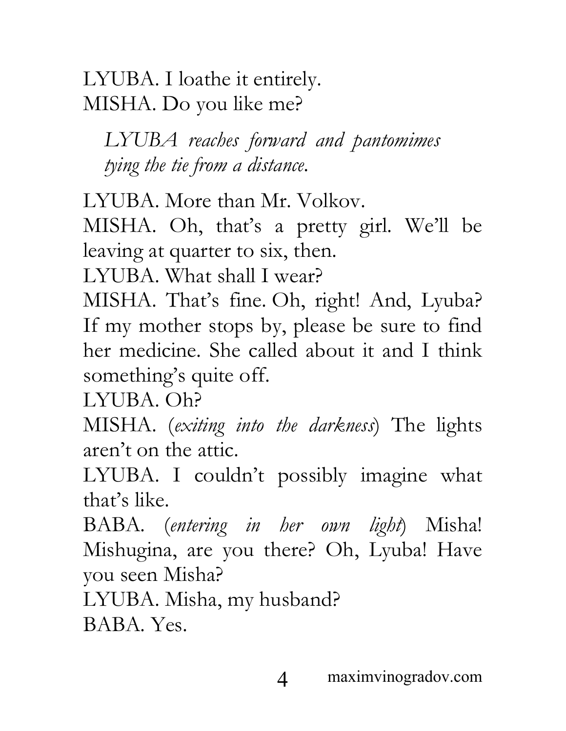LYUBA. I loathe it entirely.
MISHA. Do you like me?

*LYUBA reaches forward and pantomimes tying the tie from a distance.*

LYUBA. More than Mr. Volkov.
MISHA. Oh, that's a pretty girl. We'll be leaving at quarter to six, then.
LYUBA. What shall I wear?
MISHA. That's fine. Oh, right! And, Lyuba? If my mother stops by, please be sure to find her medicine. She called about it and I think something's quite off.
LYUBA. Oh?
MISHA. (*exiting into the darkness*) The lights aren't on the attic.
LYUBA. I couldn't possibly imagine what that's like.
BABA. (*entering in her own light*) Misha! Mishugina, are you there? Oh, Lyuba! Have you seen Misha?
LYUBA. Misha, my husband?
BABA. Yes.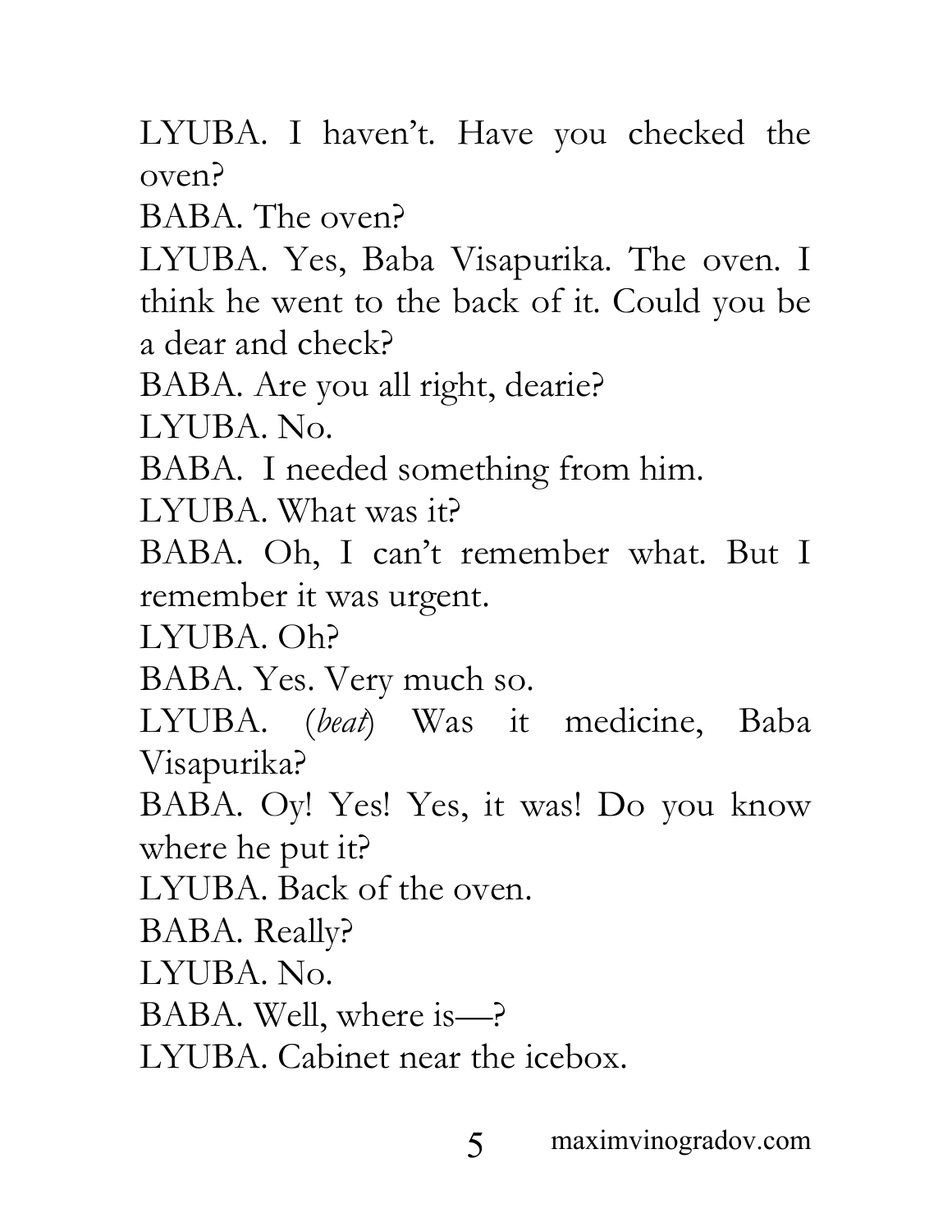LYUBA. I haven't. Have you checked the oven?

BABA. The oven?

LYUBA. Yes, Baba Visapurika. The oven. I think he went to the back of it. Could you be a dear and check?

BABA. Are you all right, dearie?

LYUBA. No.

BABA. I needed something from him.

LYUBA. What was it?

BABA. Oh, I can't remember what. But I remember it was urgent.

LYUBA. Oh?

BABA. Yes. Very much so.

LYUBA. (*beat*) Was it medicine, Baba Visapurika?

BABA. Oy! Yes! Yes, it was! Do you know where he put it?

LYUBA. Back of the oven.

BABA. Really?

LYUBA. No.

BABA. Well, where is—?

LYUBA. Cabinet near the icebox.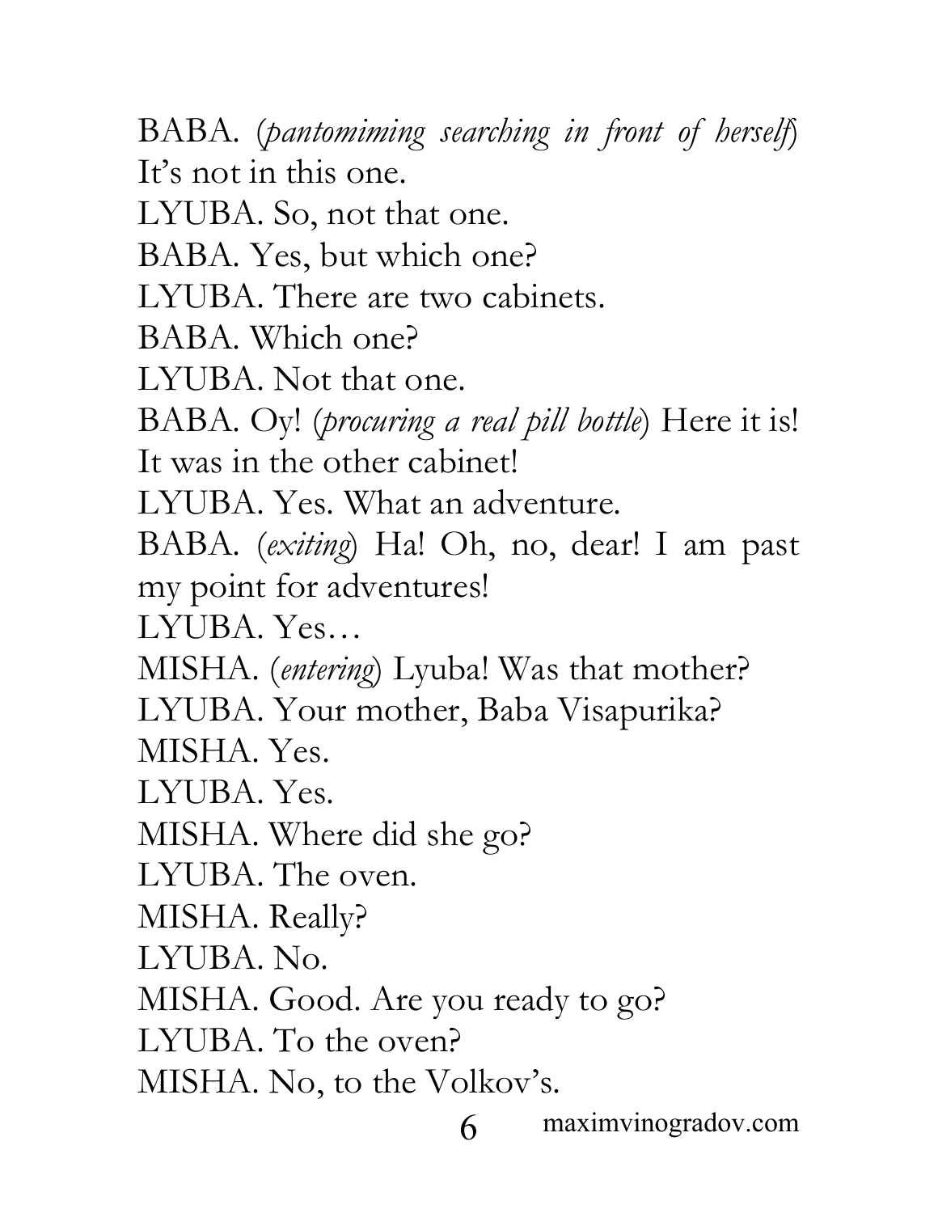BABA. (*pantomiming searching in front of herself*) It's not in this one.

LYUBA. So, not that one.

BABA. Yes, but which one?

LYUBA. There are two cabinets.

BABA. Which one?

LYUBA. Not that one.

BABA. Oy! (*procuring a real pill bottle*) Here it is! It was in the other cabinet!

LYUBA. Yes. What an adventure.

BABA. (*exiting*) Ha! Oh, no, dear! I am past my point for adventures!

LYUBA. Yes…

MISHA. (*entering*) Lyuba! Was that mother?

LYUBA. Your mother, Baba Visapurika?

MISHA. Yes.

LYUBA. Yes.

MISHA. Where did she go?

LYUBA. The oven.

MISHA. Really?

LYUBA. No.

MISHA. Good. Are you ready to go?

LYUBA. To the oven?

MISHA. No, to the Volkov's.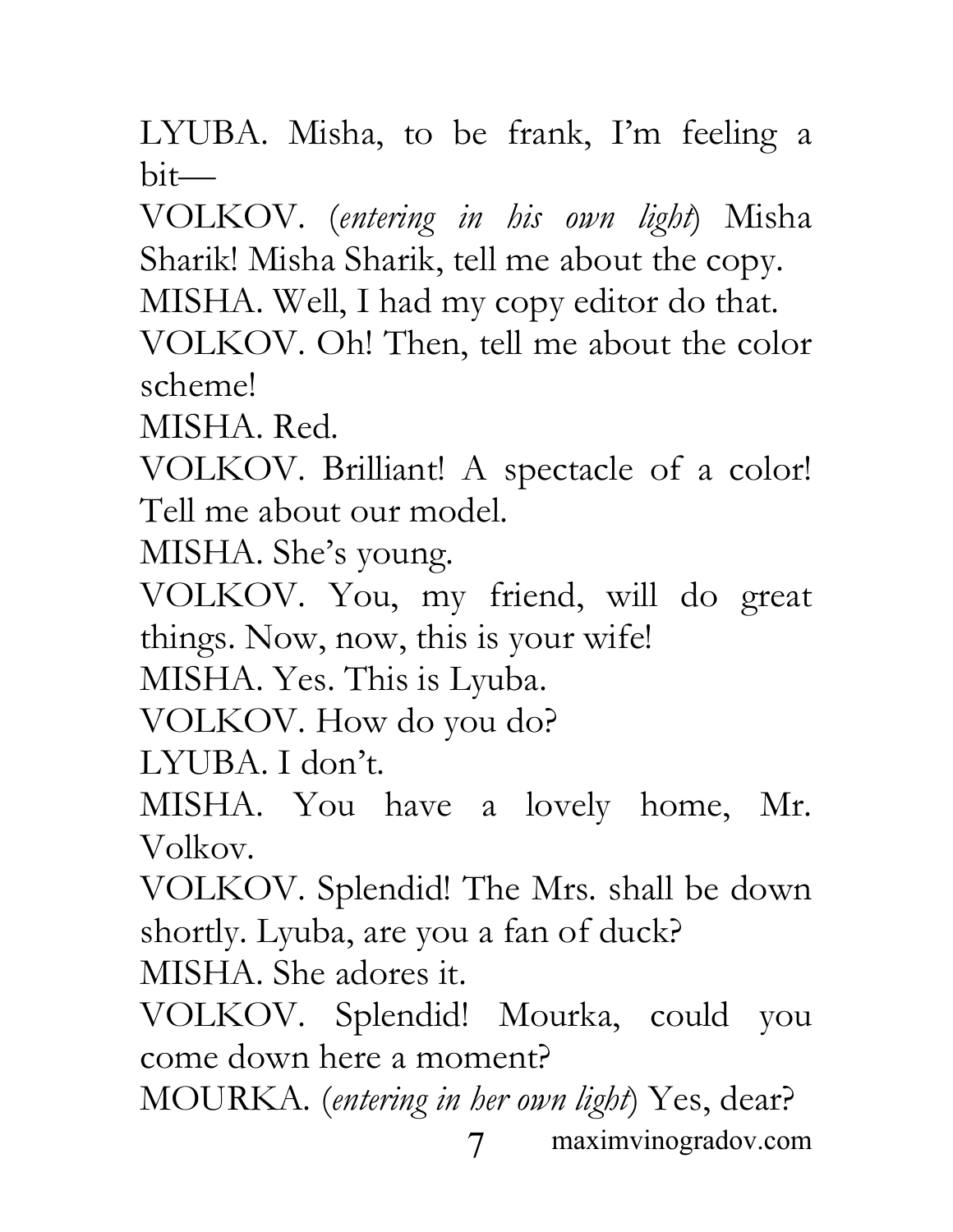LYUBA. Misha, to be frank, I'm feeling a bit—

VOLKOV. (*entering in his own light*) Misha Sharik! Misha Sharik, tell me about the copy.

MISHA. Well, I had my copy editor do that.

VOLKOV. Oh! Then, tell me about the color scheme!

MISHA. Red.

VOLKOV. Brilliant! A spectacle of a color! Tell me about our model.

MISHA. She's young.

VOLKOV. You, my friend, will do great things. Now, now, this is your wife!

MISHA. Yes. This is Lyuba.

VOLKOV. How do you do?

LYUBA. I don't.

MISHA. You have a lovely home, Mr. Volkov.

VOLKOV. Splendid! The Mrs. shall be down shortly. Lyuba, are you a fan of duck?

MISHA. She adores it.

VOLKOV. Splendid! Mourka, could you come down here a moment?

MOURKA. (*entering in her own light*) Yes, dear?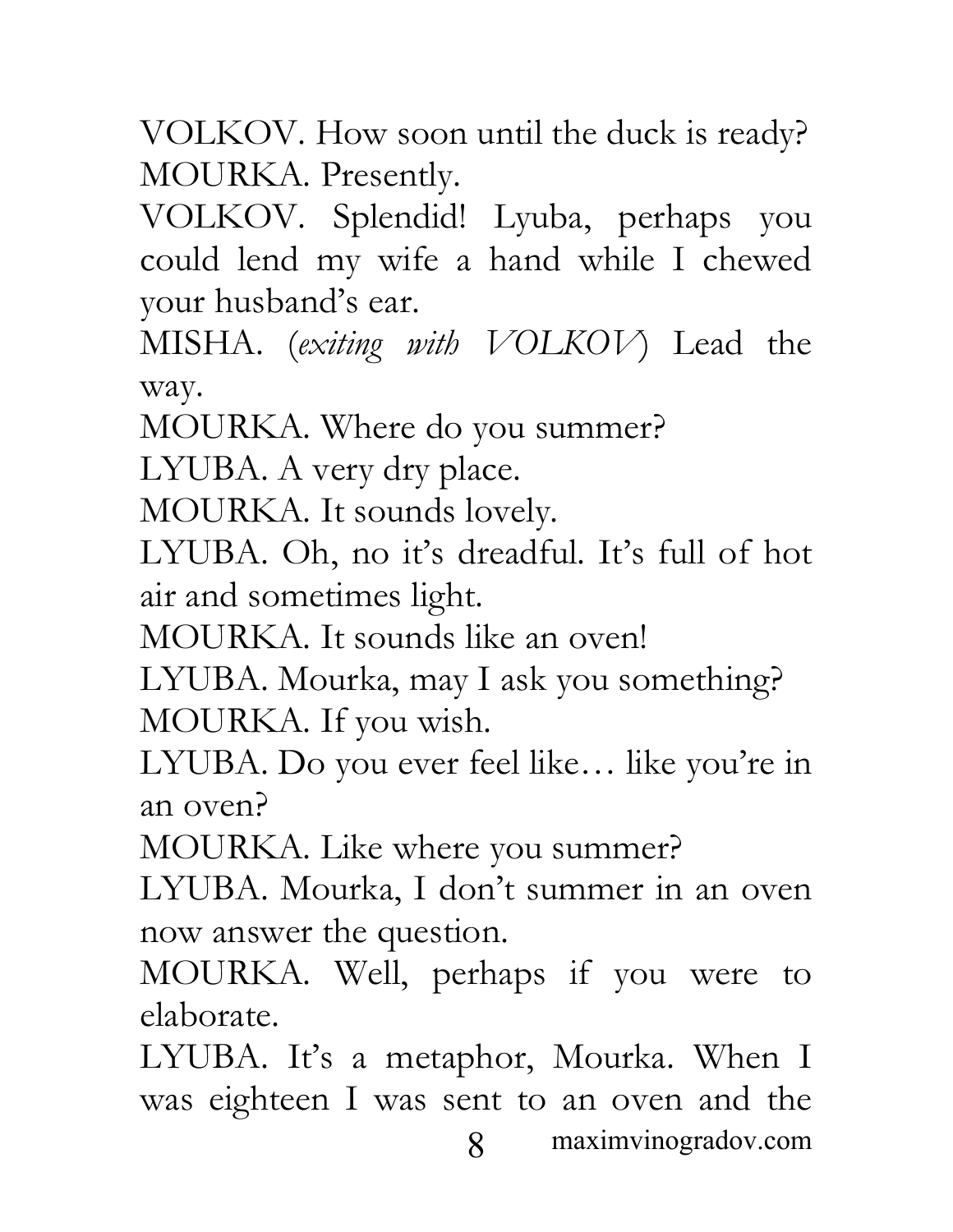VOLKOV. How soon until the duck is ready?
MOURKA. Presently.
VOLKOV. Splendid! Lyuba, perhaps you could lend my wife a hand while I chewed your husband's ear.
MISHA. (*exiting with VOLKOV*) Lead the way.
MOURKA. Where do you summer?
LYUBA. A very dry place.
MOURKA. It sounds lovely.
LYUBA. Oh, no it's dreadful. It's full of hot air and sometimes light.
MOURKA. It sounds like an oven!
LYUBA. Mourka, may I ask you something?
MOURKA. If you wish.
LYUBA. Do you ever feel like… like you're in an oven?
MOURKA. Like where you summer?
LYUBA. Mourka, I don't summer in an oven now answer the question.
MOURKA. Well, perhaps if you were to elaborate.
LYUBA. It's a metaphor, Mourka. When I was eighteen I was sent to an oven and the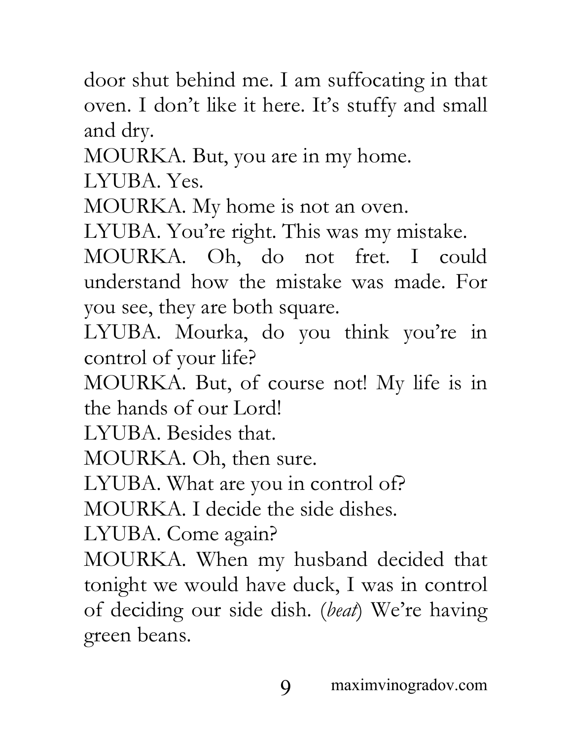door shut behind me. I am suffocating in that oven. I don't like it here. It's stuffy and small and dry.

MOURKA. But, you are in my home.

LYUBA. Yes.

MOURKA. My home is not an oven.

LYUBA. You're right. This was my mistake.

MOURKA. Oh, do not fret. I could understand how the mistake was made. For you see, they are both square.

LYUBA. Mourka, do you think you're in control of your life?

MOURKA. But, of course not! My life is in the hands of our Lord!

LYUBA. Besides that.

MOURKA. Oh, then sure.

LYUBA. What are you in control of?

MOURKA. I decide the side dishes.

LYUBA. Come again?

MOURKA. When my husband decided that tonight we would have duck, I was in control of deciding our side dish. (*beat*) We're having green beans.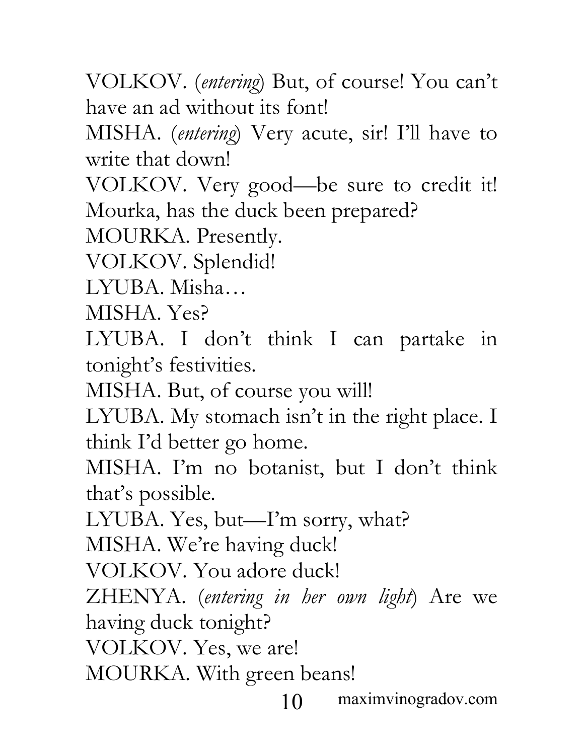VOLKOV. (*entering*) But, of course! You can't have an ad without its font!

MISHA. (*entering*) Very acute, sir! I'll have to write that down!

VOLKOV. Very good—be sure to credit it! Mourka, has the duck been prepared?

MOURKA. Presently.

VOLKOV. Splendid!

LYUBA. Misha…

MISHA. Yes?

LYUBA. I don't think I can partake in tonight's festivities.

MISHA. But, of course you will!

LYUBA. My stomach isn't in the right place. I think I'd better go home.

MISHA. I'm no botanist, but I don't think that's possible.

LYUBA. Yes, but—I'm sorry, what?

MISHA. We're having duck!

VOLKOV. You adore duck!

ZHENYA. (*entering in her own light*) Are we having duck tonight?

VOLKOV. Yes, we are!

MOURKA. With green beans!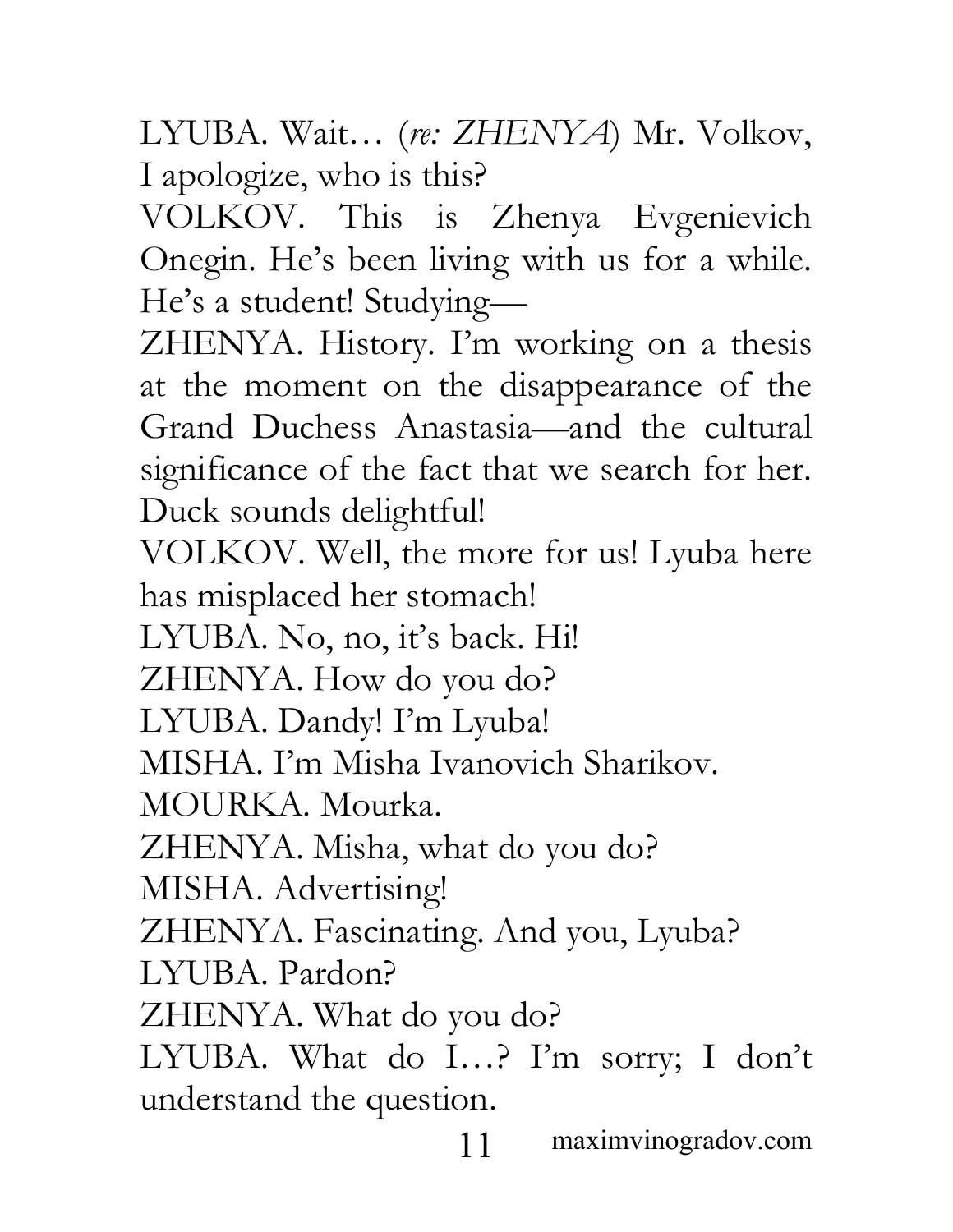LYUBA. Wait… (*re: ZHENYA*) Mr. Volkov, I apologize, who is this?

VOLKOV. This is Zhenya Evgenievich Onegin. He's been living with us for a while. He's a student! Studying—

ZHENYA. History. I'm working on a thesis at the moment on the disappearance of the Grand Duchess Anastasia—and the cultural significance of the fact that we search for her. Duck sounds delightful!

VOLKOV. Well, the more for us! Lyuba here has misplaced her stomach!

LYUBA. No, no, it's back. Hi!

ZHENYA. How do you do?

LYUBA. Dandy! I'm Lyuba!

MISHA. I'm Misha Ivanovich Sharikov.

MOURKA. Mourka.

ZHENYA. Misha, what do you do?

MISHA. Advertising!

ZHENYA. Fascinating. And you, Lyuba?

LYUBA. Pardon?

ZHENYA. What do you do?

LYUBA. What do I…? I'm sorry; I don't understand the question.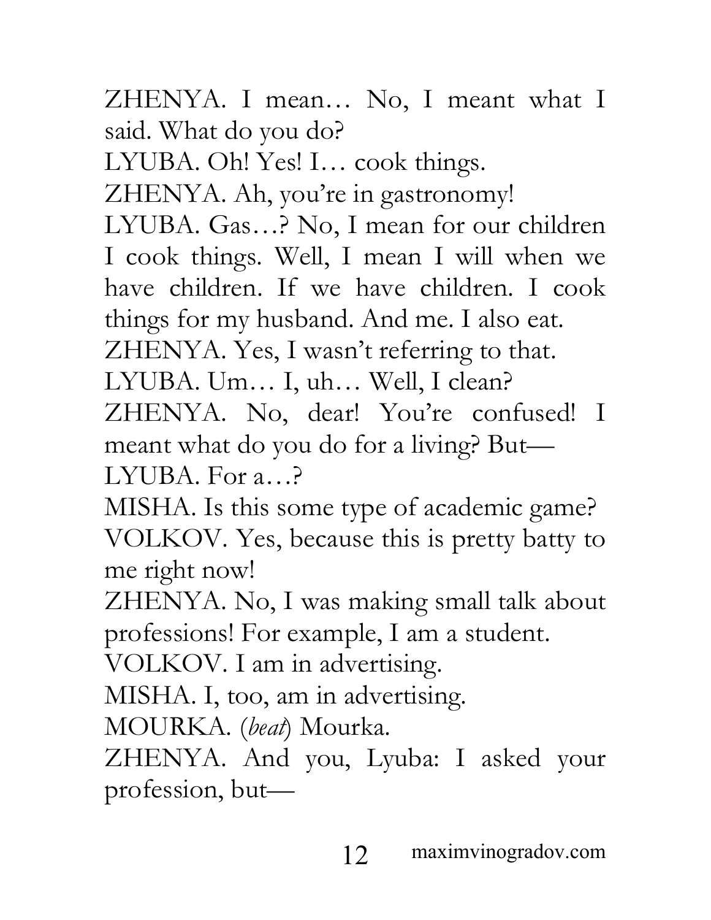ZHENYA. I mean… No, I meant what I said. What do you do?

LYUBA. Oh! Yes! I… cook things.

ZHENYA. Ah, you're in gastronomy!

LYUBA. Gas…? No, I mean for our children I cook things. Well, I mean I will when we have children. If we have children. I cook things for my husband. And me. I also eat.

ZHENYA. Yes, I wasn't referring to that.

LYUBA. Um… I, uh… Well, I clean?

ZHENYA. No, dear! You're confused! I meant what do you do for a living? But—

LYUBA. For a…?

MISHA. Is this some type of academic game?

VOLKOV. Yes, because this is pretty batty to me right now!

ZHENYA. No, I was making small talk about professions! For example, I am a student.

VOLKOV. I am in advertising.

MISHA. I, too, am in advertising.

MOURKA. (*beat*) Mourka.

ZHENYA. And you, Lyuba: I asked your profession, but—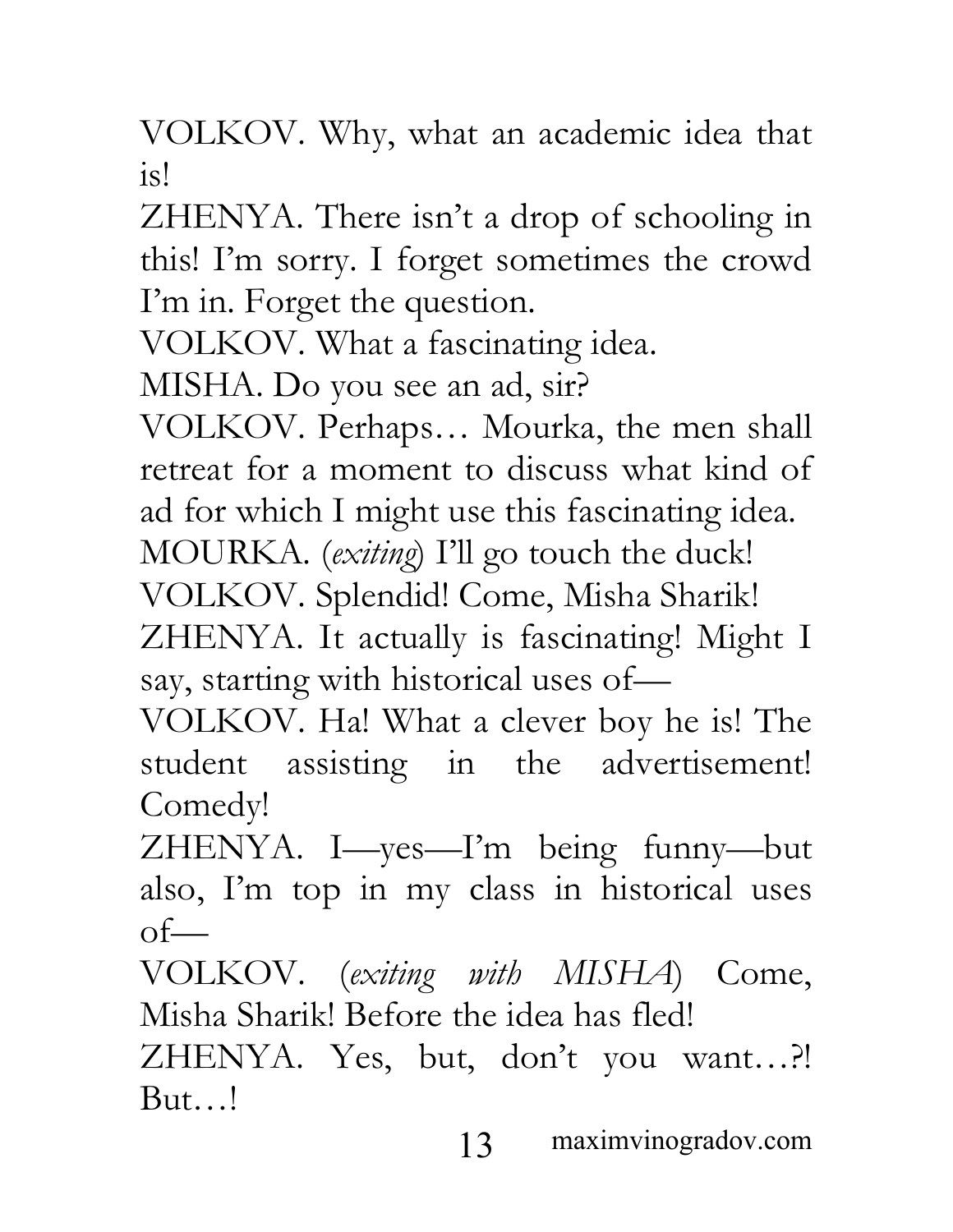VOLKOV. Why, what an academic idea that is!

ZHENYA. There isn't a drop of schooling in this! I'm sorry. I forget sometimes the crowd I'm in. Forget the question.

VOLKOV. What a fascinating idea.

MISHA. Do you see an ad, sir?

VOLKOV. Perhaps… Mourka, the men shall retreat for a moment to discuss what kind of ad for which I might use this fascinating idea.

MOURKA. (*exiting*) I'll go touch the duck!

VOLKOV. Splendid! Come, Misha Sharik!

ZHENYA. It actually is fascinating! Might I say, starting with historical uses of—

VOLKOV. Ha! What a clever boy he is! The student assisting in the advertisement! Comedy!

ZHENYA. I—yes—I'm being funny—but also, I'm top in my class in historical uses of—

VOLKOV. (*exiting with MISHA*) Come, Misha Sharik! Before the idea has fled!

ZHENYA. Yes, but, don't you want…?! But…!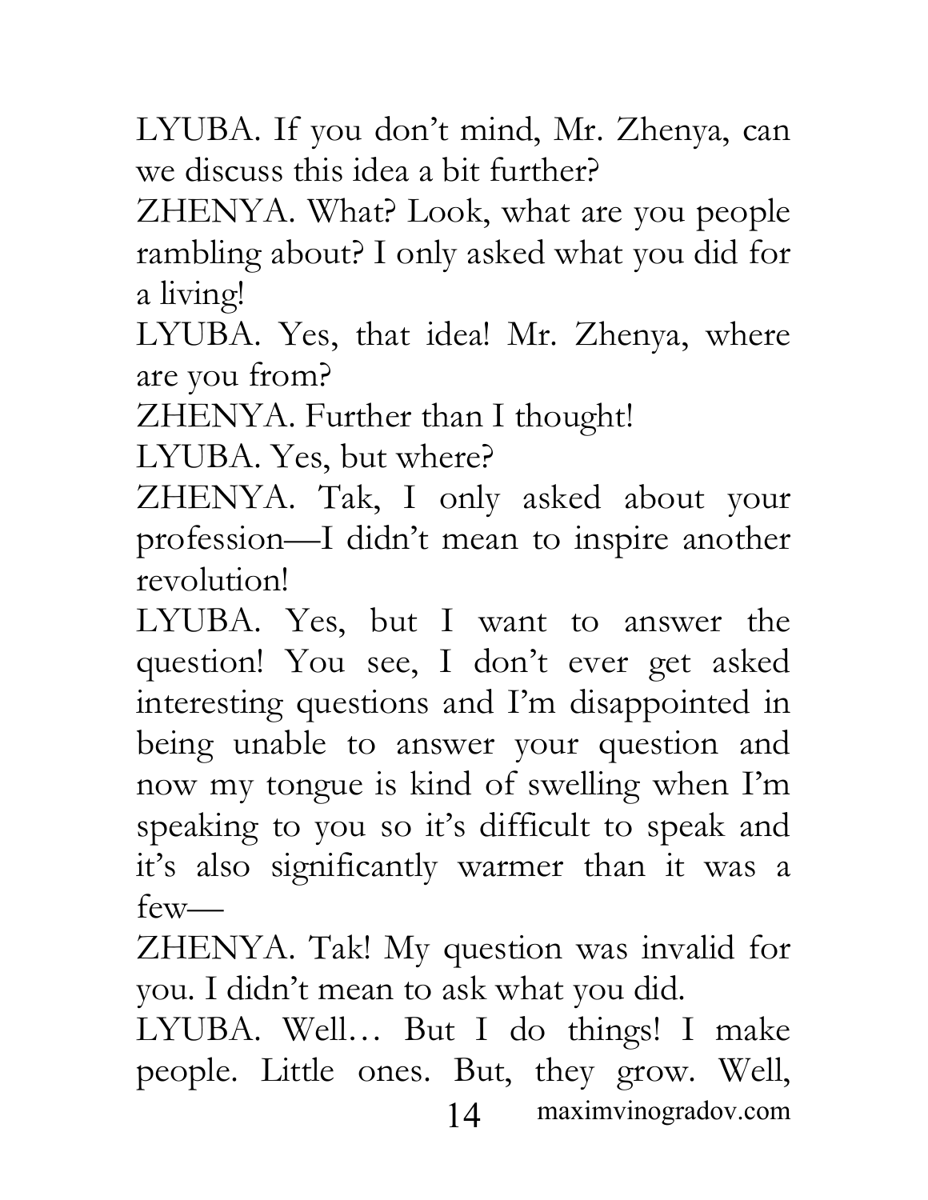LYUBA. If you don't mind, Mr. Zhenya, can we discuss this idea a bit further?

ZHENYA. What? Look, what are you people rambling about? I only asked what you did for a living!

LYUBA. Yes, that idea! Mr. Zhenya, where are you from?

ZHENYA. Further than I thought!

LYUBA. Yes, but where?

ZHENYA. Tak, I only asked about your profession—I didn't mean to inspire another revolution!

LYUBA. Yes, but I want to answer the question! You see, I don't ever get asked interesting questions and I'm disappointed in being unable to answer your question and now my tongue is kind of swelling when I'm speaking to you so it's difficult to speak and it's also significantly warmer than it was a few—

ZHENYA. Tak! My question was invalid for you. I didn't mean to ask what you did.

LYUBA. Well… But I do things! I make people. Little ones. But, they grow. Well,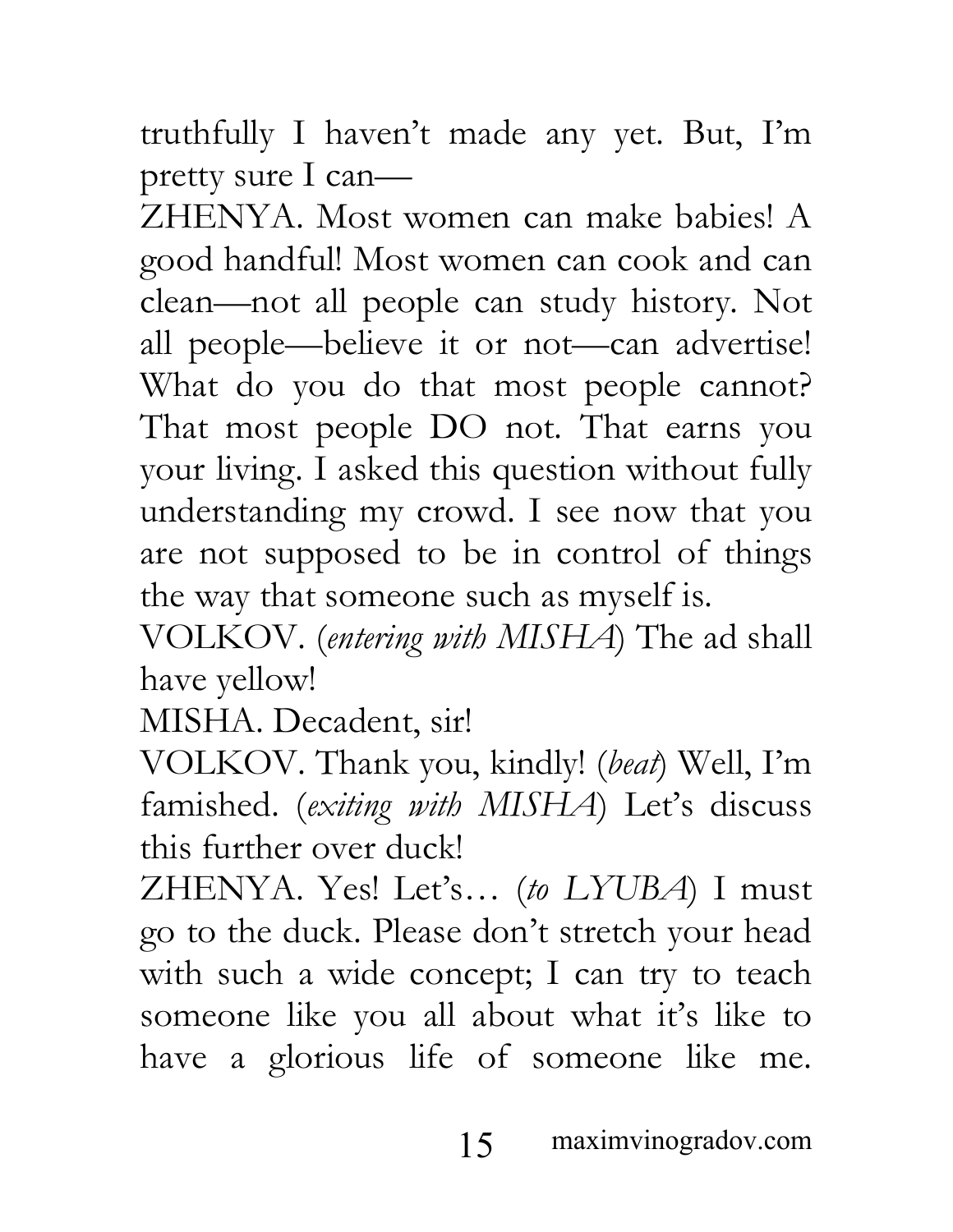truthfully I haven't made any yet. But, I'm pretty sure I can—

ZHENYA. Most women can make babies! A good handful! Most women can cook and can clean—not all people can study history. Not all people—believe it or not—can advertise! What do you do that most people cannot? That most people DO not. That earns you your living. I asked this question without fully understanding my crowd. I see now that you are not supposed to be in control of things the way that someone such as myself is.

VOLKOV. (*entering with MISHA*) The ad shall have yellow!

MISHA. Decadent, sir!

VOLKOV. Thank you, kindly! (*beat*) Well, I'm famished. (*exiting with MISHA*) Let's discuss this further over duck!

ZHENYA. Yes! Let's… (*to LYUBA*) I must go to the duck. Please don't stretch your head with such a wide concept; I can try to teach someone like you all about what it's like to have a glorious life of someone like me.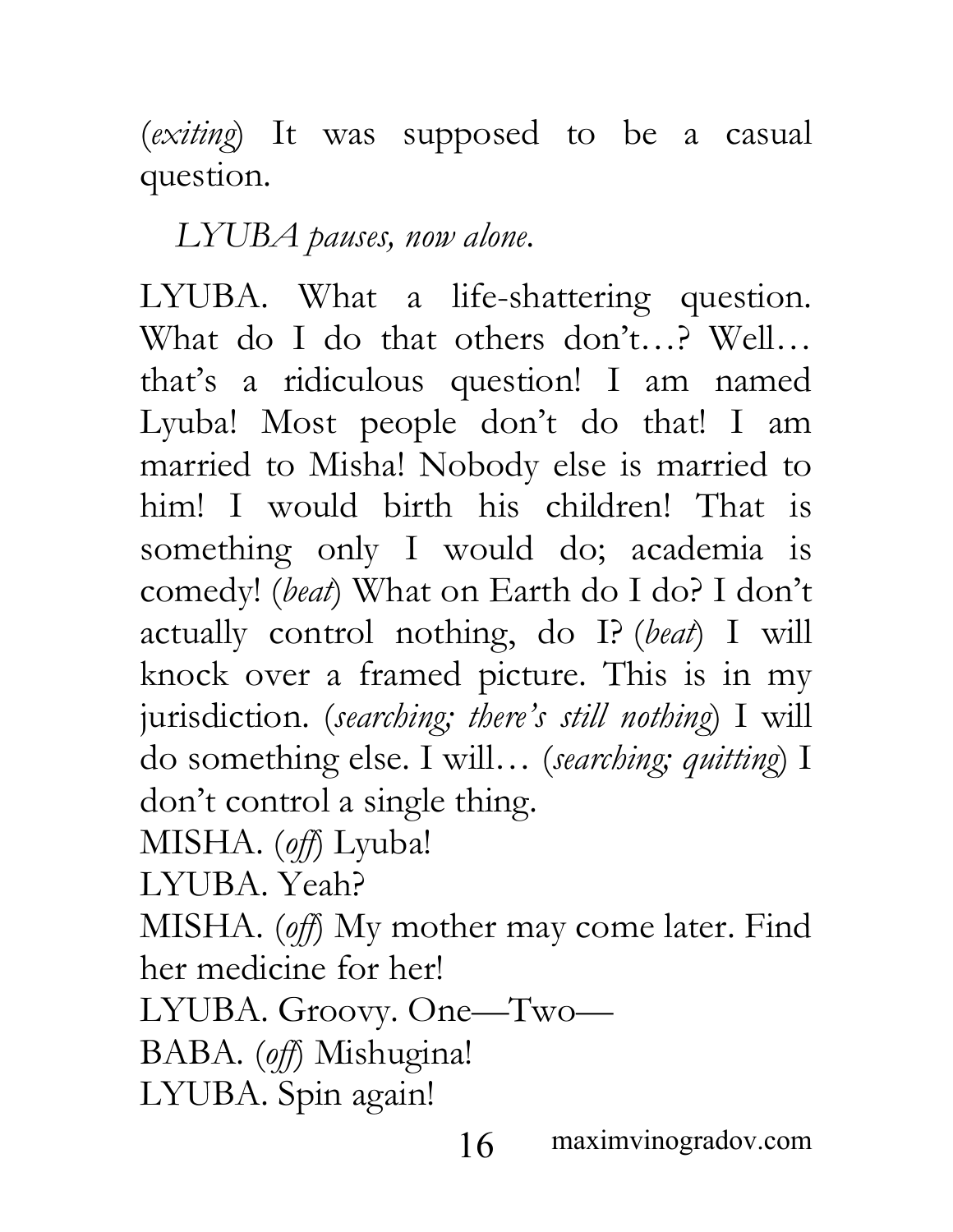(*exiting*) It was supposed to be a casual question.

*LYUBA pauses, now alone.*

LYUBA. What a life-shattering question. What do I do that others don't…? Well… that's a ridiculous question! I am named Lyuba! Most people don't do that! I am married to Misha! Nobody else is married to him! I would birth his children! That is something only I would do; academia is comedy! (*beat*) What on Earth do I do? I don't actually control nothing, do I? (*beat*) I will knock over a framed picture. This is in my jurisdiction. (*searching; there's still nothing*) I will do something else. I will… (*searching; quitting*) I don't control a single thing.

MISHA. (*off*) Lyuba!

LYUBA. Yeah?

MISHA. (*off*) My mother may come later. Find her medicine for her!

LYUBA. Groovy. One—Two—

BABA. (*off*) Mishugina!

LYUBA. Spin again!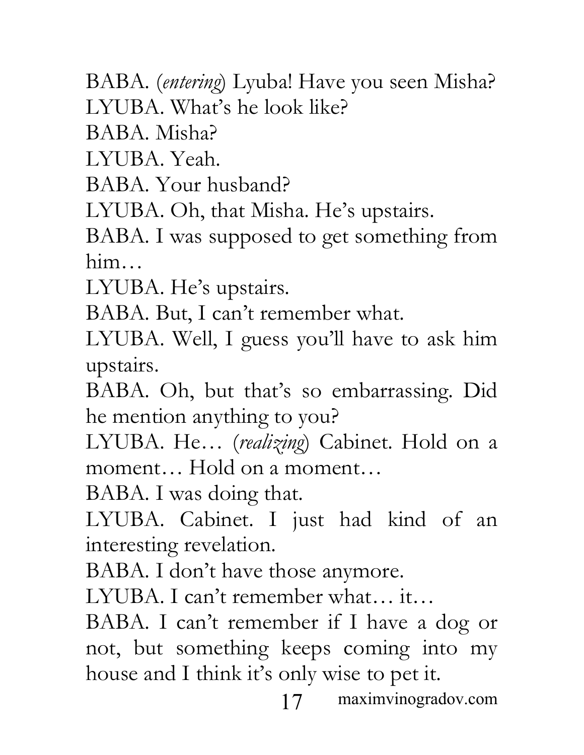BABA. (*entering*) Lyuba! Have you seen Misha?

LYUBA. What's he look like?

BABA. Misha?

LYUBA. Yeah.

BABA. Your husband?

LYUBA. Oh, that Misha. He's upstairs.

BABA. I was supposed to get something from him…

LYUBA. He's upstairs.

BABA. But, I can't remember what.

LYUBA. Well, I guess you'll have to ask him upstairs.

BABA. Oh, but that's so embarrassing. Did he mention anything to you?

LYUBA. He… (*realizing*) Cabinet. Hold on a moment… Hold on a moment…

BABA. I was doing that.

LYUBA. Cabinet. I just had kind of an interesting revelation.

BABA. I don't have those anymore.

LYUBA. I can't remember what… it…

BABA. I can't remember if I have a dog or not, but something keeps coming into my house and I think it's only wise to pet it.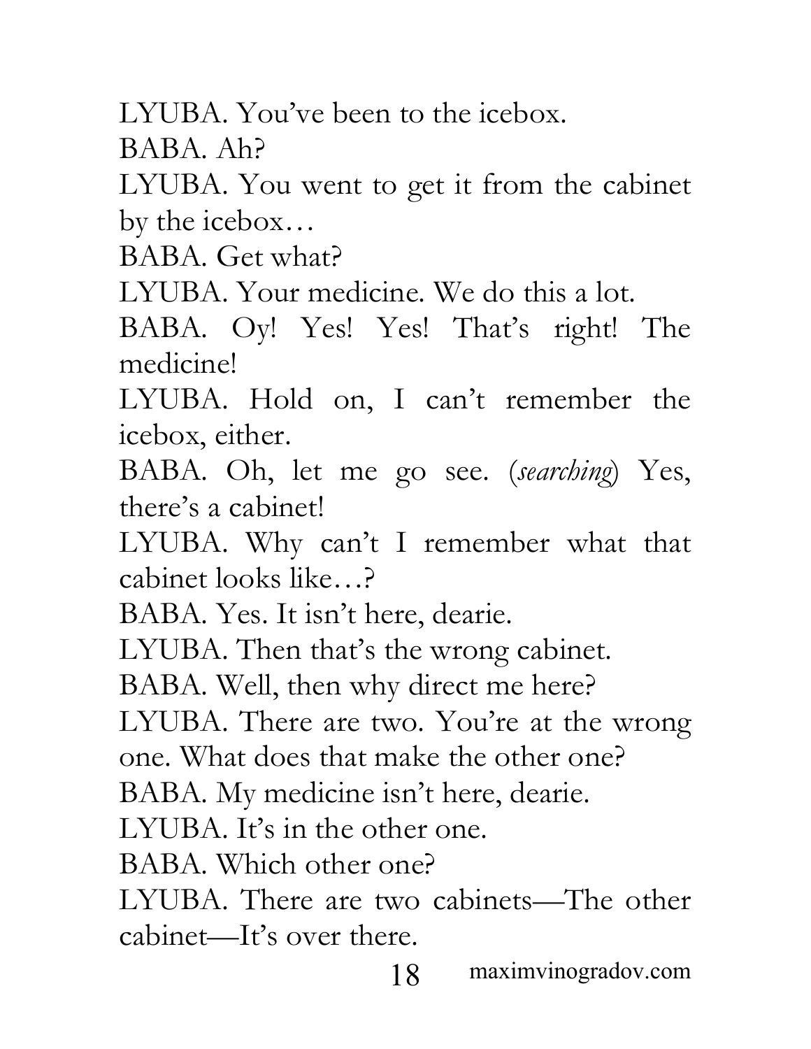LYUBA. You've been to the icebox.

BABA. Ah?

LYUBA. You went to get it from the cabinet by the icebox…

BABA. Get what?

LYUBA. Your medicine. We do this a lot.

BABA. Oy! Yes! Yes! That's right! The medicine!

LYUBA. Hold on, I can't remember the icebox, either.

BABA. Oh, let me go see. (*searching*) Yes, there's a cabinet!

LYUBA. Why can't I remember what that cabinet looks like…?

BABA. Yes. It isn't here, dearie.

LYUBA. Then that's the wrong cabinet.

BABA. Well, then why direct me here?

LYUBA. There are two. You're at the wrong one. What does that make the other one?

BABA. My medicine isn't here, dearie.

LYUBA. It's in the other one.

BABA. Which other one?

LYUBA. There are two cabinets—The other cabinet—It's over there.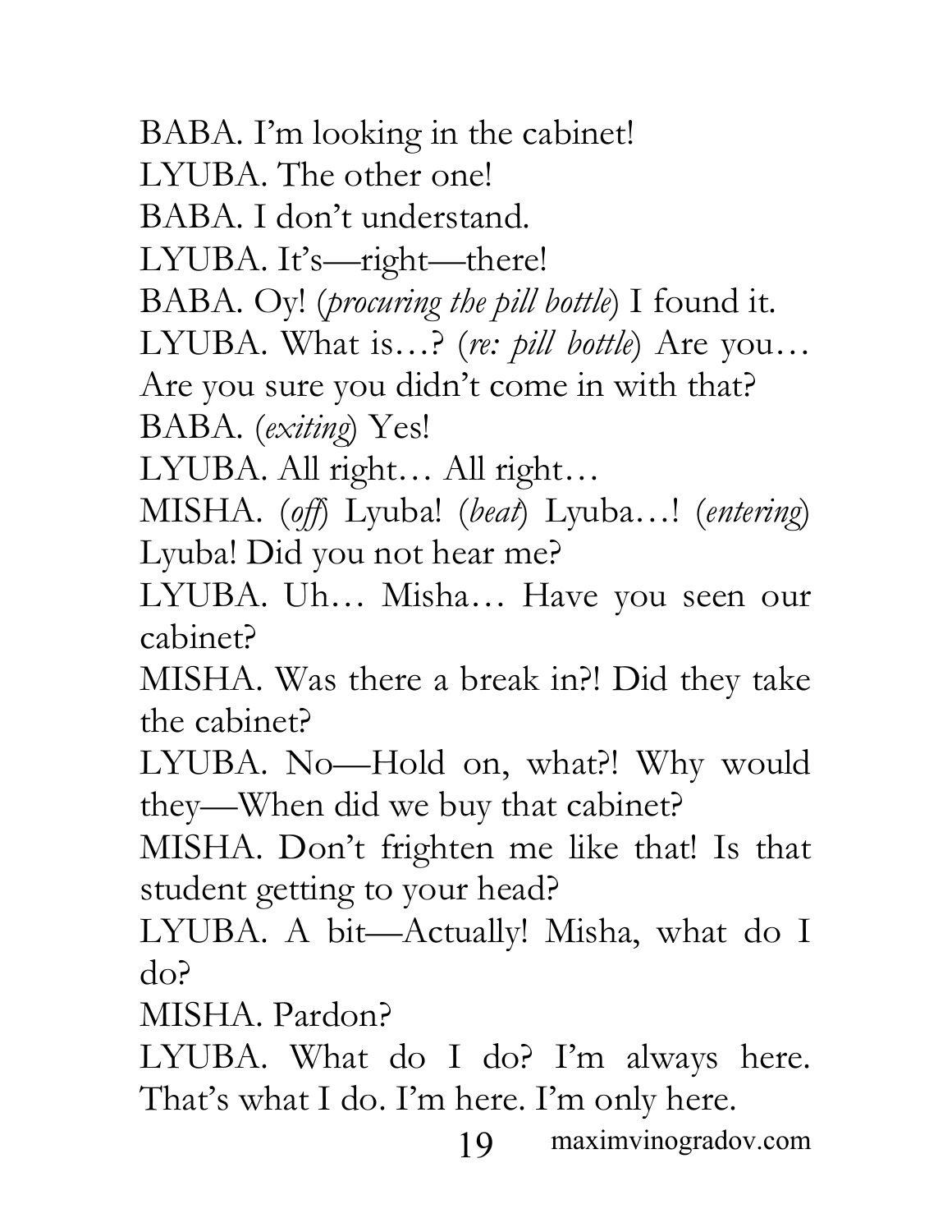BABA. I'm looking in the cabinet!

LYUBA. The other one!

BABA. I don't understand.

LYUBA. It's—right—there!

BABA. Oy! (*procuring the pill bottle*) I found it.

LYUBA. What is…? (*re: pill bottle*) Are you… Are you sure you didn't come in with that?

BABA. (*exiting*) Yes!

LYUBA. All right… All right…

MISHA. (*off*) Lyuba! (*beat*) Lyuba…! (*entering*) Lyuba! Did you not hear me?

LYUBA. Uh… Misha… Have you seen our cabinet?

MISHA. Was there a break in?! Did they take the cabinet?

LYUBA. No—Hold on, what?! Why would they—When did we buy that cabinet?

MISHA. Don't frighten me like that! Is that student getting to your head?

LYUBA. A bit—Actually! Misha, what do I do?

MISHA. Pardon?

LYUBA. What do I do? I'm always here. That's what I do. I'm here. I'm only here.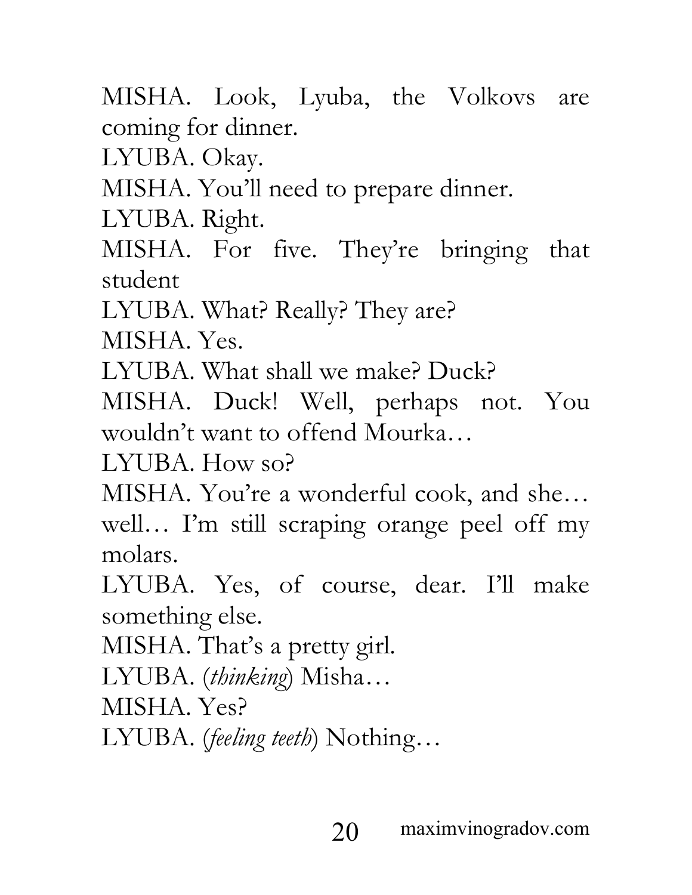MISHA. Look, Lyuba, the Volkovs are coming for dinner.

LYUBA. Okay.

MISHA. You'll need to prepare dinner.

LYUBA. Right.

MISHA. For five. They're bringing that student

LYUBA. What? Really? They are?

MISHA. Yes.

LYUBA. What shall we make? Duck?

MISHA. Duck! Well, perhaps not. You wouldn't want to offend Mourka…

LYUBA. How so?

MISHA. You're a wonderful cook, and she… well… I'm still scraping orange peel off my molars.

LYUBA. Yes, of course, dear. I'll make something else.

MISHA. That's a pretty girl.

LYUBA. (*thinking*) Misha…

MISHA. Yes?

LYUBA. (*feeling teeth*) Nothing…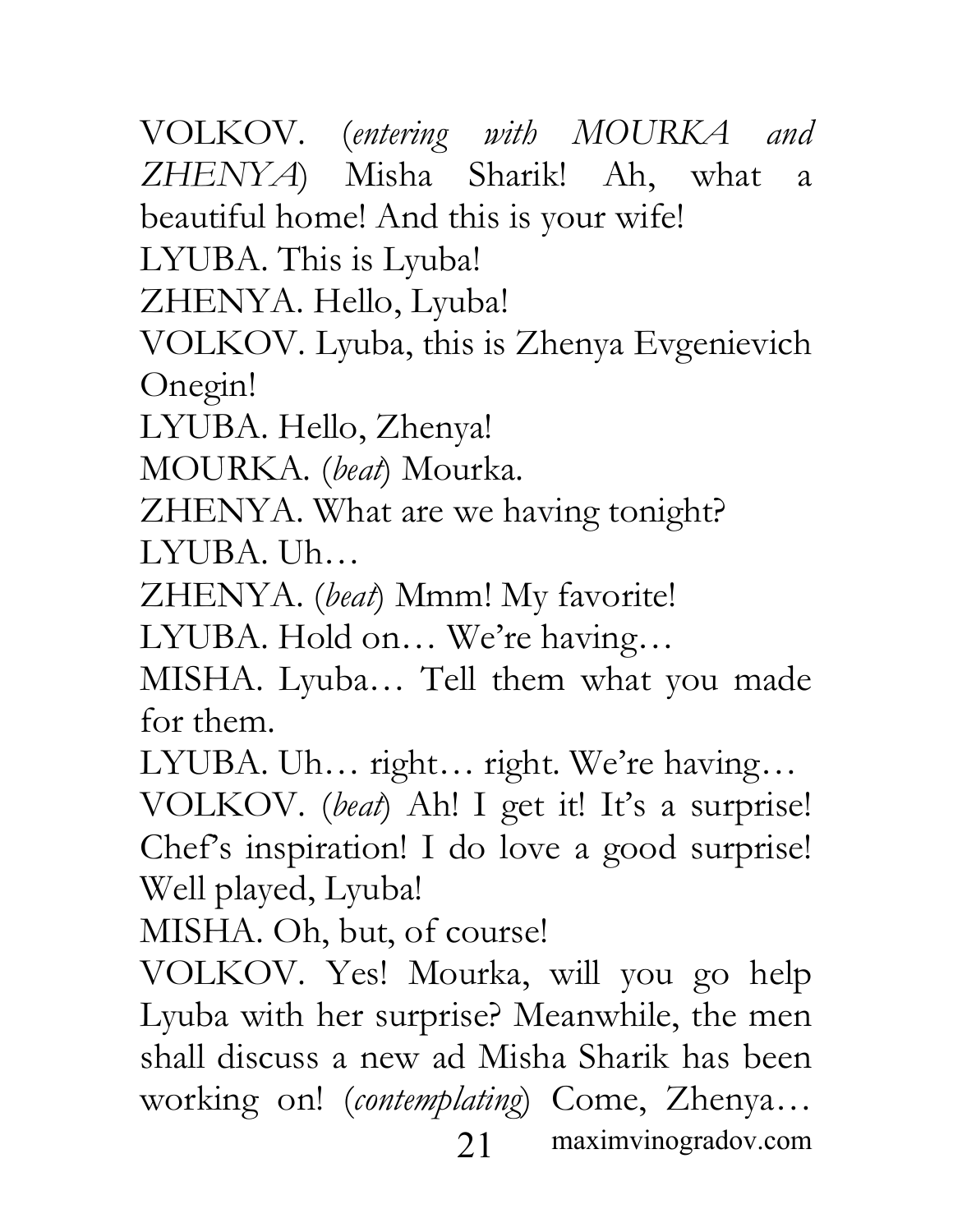VOLKOV. (*entering with MOURKA and ZHENYA*) Misha Sharik! Ah, what a beautiful home! And this is your wife!

LYUBA. This is Lyuba!

ZHENYA. Hello, Lyuba!

VOLKOV. Lyuba, this is Zhenya Evgenievich Onegin!

LYUBA. Hello, Zhenya!

MOURKA. (*beat*) Mourka.

ZHENYA. What are we having tonight?

LYUBA. Uh…

ZHENYA. (*beat*) Mmm! My favorite!

LYUBA. Hold on… We're having…

MISHA. Lyuba… Tell them what you made for them.

LYUBA. Uh… right… right. We're having…

VOLKOV. (*beat*) Ah! I get it! It's a surprise! Chef's inspiration! I do love a good surprise! Well played, Lyuba!

MISHA. Oh, but, of course!

VOLKOV. Yes! Mourka, will you go help Lyuba with her surprise? Meanwhile, the men shall discuss a new ad Misha Sharik has been working on! (*contemplating*) Come, Zhenya…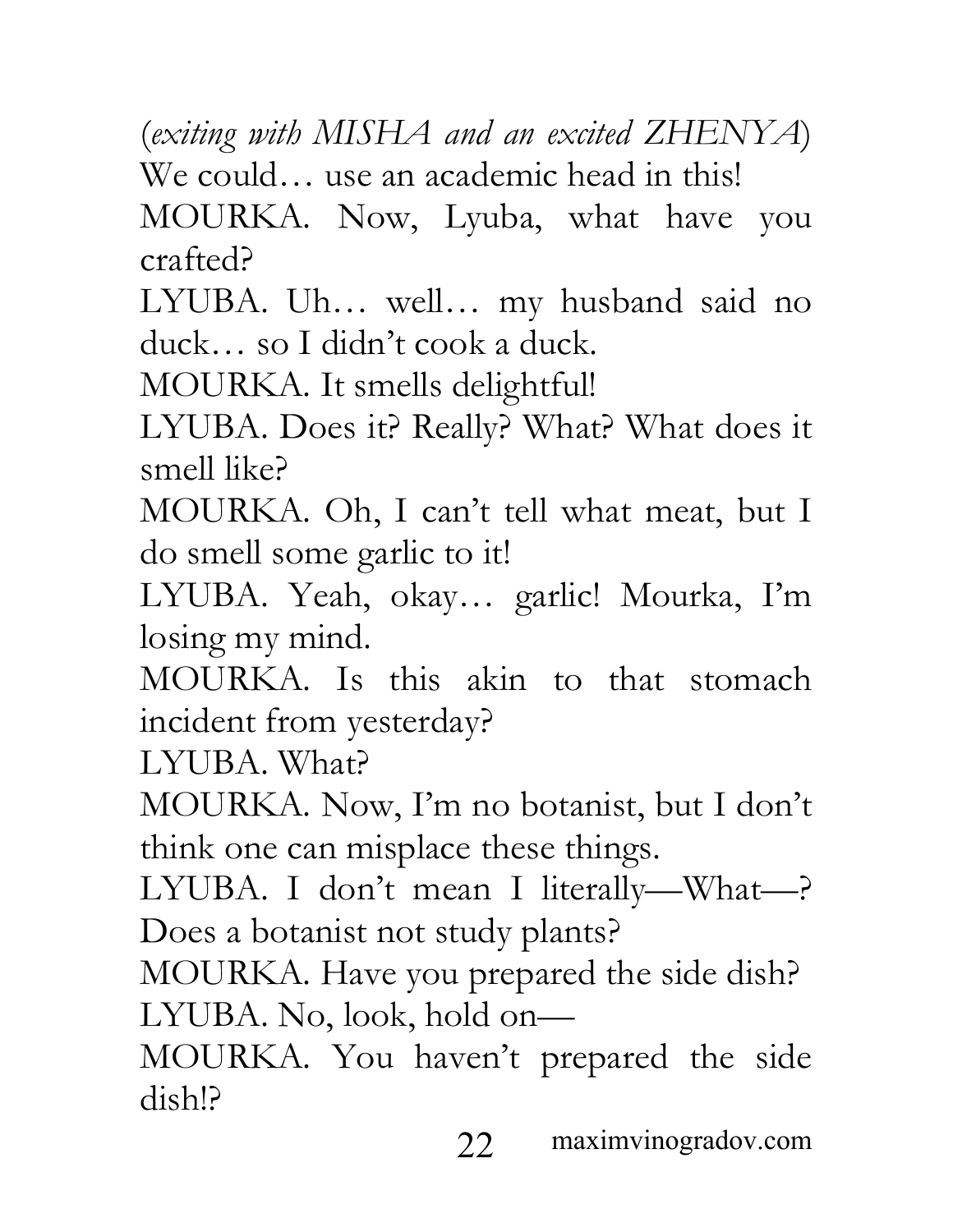(*exiting with MISHA and an excited ZHENYA*) We could… use an academic head in this!

MOURKA. Now, Lyuba, what have you crafted?

LYUBA. Uh… well… my husband said no duck… so I didn't cook a duck.

MOURKA. It smells delightful!

LYUBA. Does it? Really? What? What does it smell like?

MOURKA. Oh, I can't tell what meat, but I do smell some garlic to it!

LYUBA. Yeah, okay… garlic! Mourka, I'm losing my mind.

MOURKA. Is this akin to that stomach incident from yesterday?

LYUBA. What?

MOURKA. Now, I'm no botanist, but I don't think one can misplace these things.

LYUBA. I don't mean I literally—What—? Does a botanist not study plants?

MOURKA. Have you prepared the side dish?

LYUBA. No, look, hold on—

MOURKA. You haven't prepared the side dish!?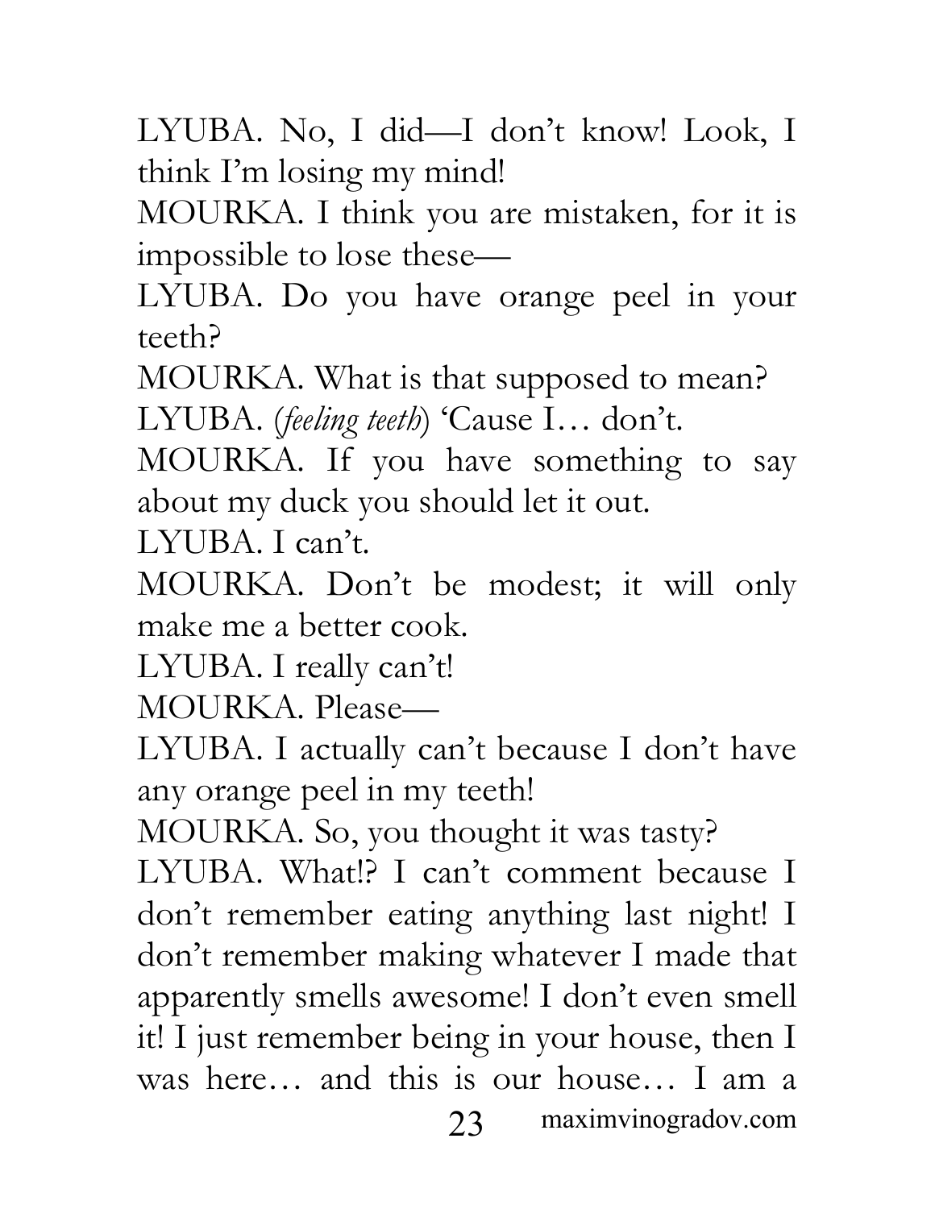LYUBA. No, I did—I don't know! Look, I think I'm losing my mind!

MOURKA. I think you are mistaken, for it is impossible to lose these—

LYUBA. Do you have orange peel in your teeth?

MOURKA. What is that supposed to mean?

LYUBA. (*feeling teeth*) 'Cause I… don't.

MOURKA. If you have something to say about my duck you should let it out.

LYUBA. I can't.

MOURKA. Don't be modest; it will only make me a better cook.

LYUBA. I really can't!

MOURKA. Please—

LYUBA. I actually can't because I don't have any orange peel in my teeth!

MOURKA. So, you thought it was tasty?

LYUBA. What!? I can't comment because I don't remember eating anything last night! I don't remember making whatever I made that apparently smells awesome! I don't even smell it! I just remember being in your house, then I was here… and this is our house… I am a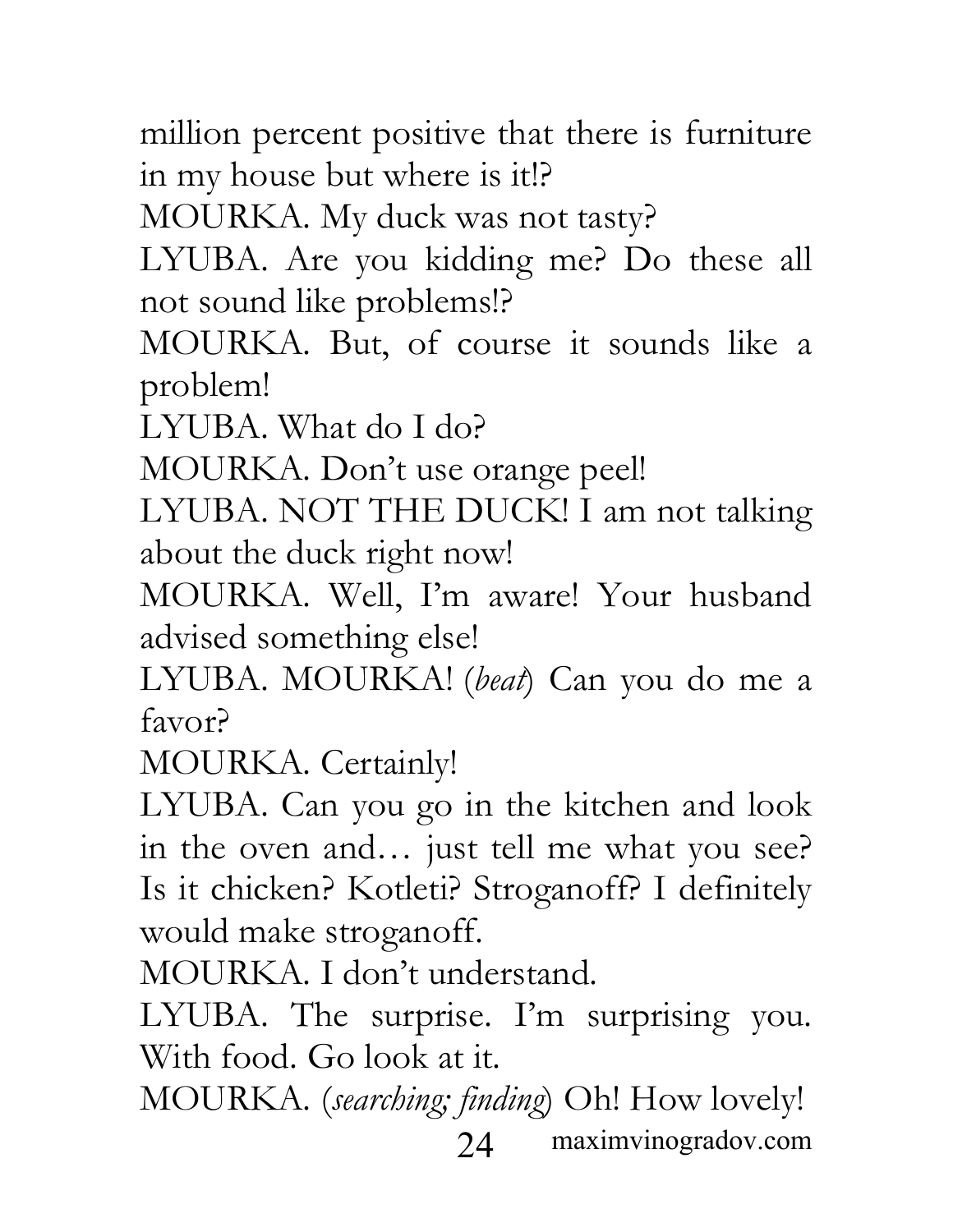million percent positive that there is furniture in my house but where is it!?

MOURKA. My duck was not tasty?

LYUBA. Are you kidding me? Do these all not sound like problems!?

MOURKA. But, of course it sounds like a problem!

LYUBA. What do I do?

MOURKA. Don't use orange peel!

LYUBA. NOT THE DUCK! I am not talking about the duck right now!

MOURKA. Well, I'm aware! Your husband advised something else!

LYUBA. MOURKA! (*beat*) Can you do me a favor?

MOURKA. Certainly!

LYUBA. Can you go in the kitchen and look in the oven and… just tell me what you see? Is it chicken? Kotleti? Stroganoff? I definitely would make stroganoff.

MOURKA. I don't understand.

LYUBA. The surprise. I'm surprising you. With food. Go look at it.

MOURKA. (*searching; finding*) Oh! How lovely!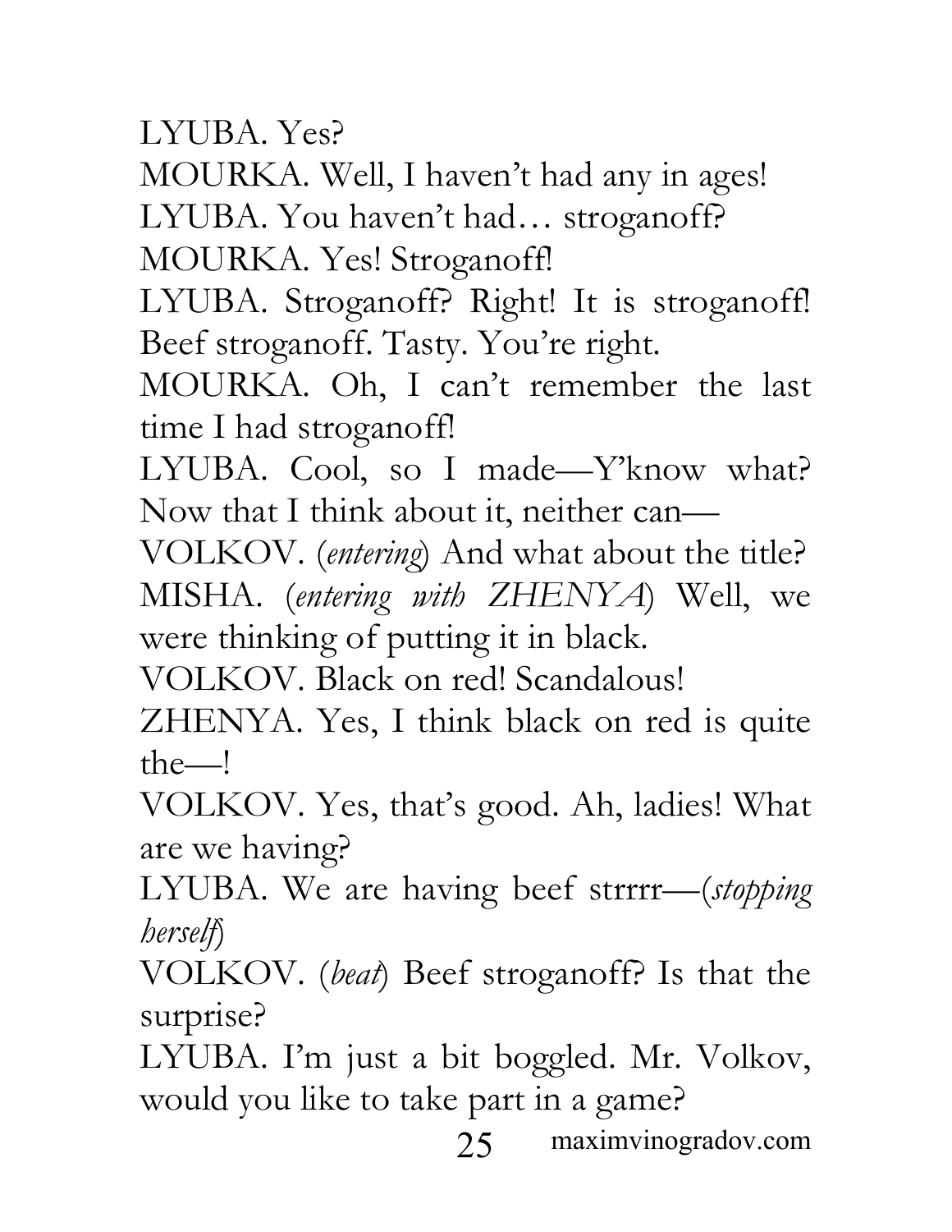LYUBA. Yes?

MOURKA. Well, I haven't had any in ages!

LYUBA. You haven't had… stroganoff?

MOURKA. Yes! Stroganoff!

LYUBA. Stroganoff? Right! It is stroganoff! Beef stroganoff. Tasty. You're right.

MOURKA. Oh, I can't remember the last time I had stroganoff!

LYUBA. Cool, so I made—Y'know what? Now that I think about it, neither can—

VOLKOV. (*entering*) And what about the title?

MISHA. (*entering with ZHENYA*) Well, we were thinking of putting it in black.

VOLKOV. Black on red! Scandalous!

ZHENYA. Yes, I think black on red is quite the—!

VOLKOV. Yes, that's good. Ah, ladies! What are we having?

LYUBA. We are having beef strrrr—(*stopping herself*)

VOLKOV. (*beat*) Beef stroganoff? Is that the surprise?

LYUBA. I'm just a bit boggled. Mr. Volkov, would you like to take part in a game?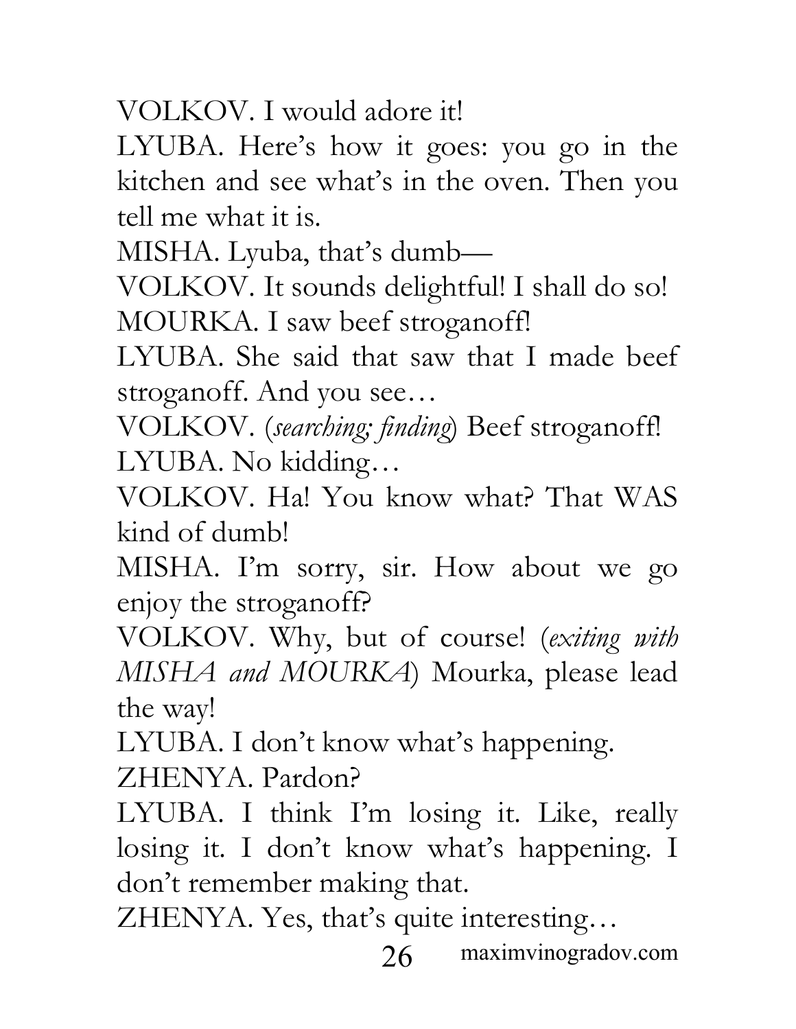VOLKOV. I would adore it!

LYUBA. Here's how it goes: you go in the kitchen and see what's in the oven. Then you tell me what it is.

MISHA. Lyuba, that's dumb—

VOLKOV. It sounds delightful! I shall do so!

MOURKA. I saw beef stroganoff!

LYUBA. She said that saw that I made beef stroganoff. And you see…

VOLKOV. (*searching; finding*) Beef stroganoff!

LYUBA. No kidding…

VOLKOV. Ha! You know what? That WAS kind of dumb!

MISHA. I'm sorry, sir. How about we go enjoy the stroganoff?

VOLKOV. Why, but of course! (*exiting with MISHA and MOURKA*) Mourka, please lead the way!

LYUBA. I don't know what's happening.

ZHENYA. Pardon?

LYUBA. I think I'm losing it. Like, really losing it. I don't know what's happening. I don't remember making that.

ZHENYA. Yes, that's quite interesting…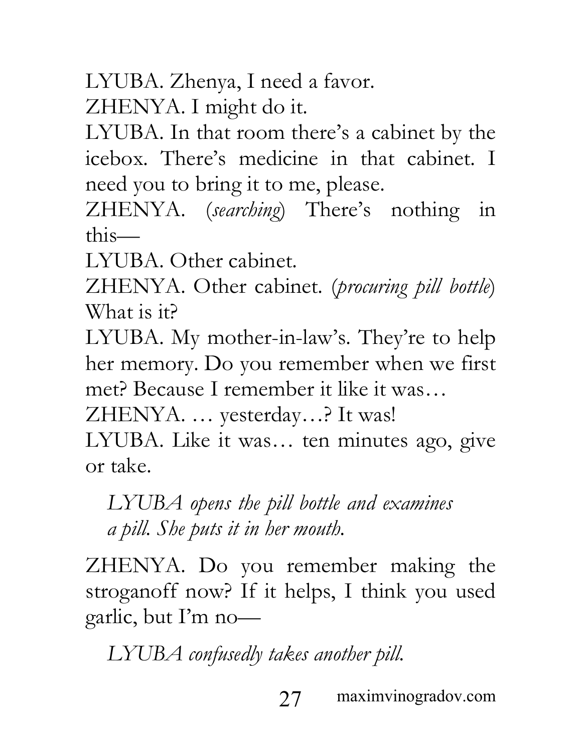LYUBA. Zhenya, I need a favor.

ZHENYA. I might do it.

LYUBA. In that room there's a cabinet by the icebox. There's medicine in that cabinet. I need you to bring it to me, please.

ZHENYA. (*searching*) There's nothing in this—

LYUBA. Other cabinet.

ZHENYA. Other cabinet. (*procuring pill bottle*) What is it?

LYUBA. My mother-in-law's. They're to help her memory. Do you remember when we first met? Because I remember it like it was…

ZHENYA. … yesterday…? It was!

LYUBA. Like it was… ten minutes ago, give or take.

*LYUBA opens the pill bottle and examines a pill. She puts it in her mouth.*

ZHENYA. Do you remember making the stroganoff now? If it helps, I think you used garlic, but I'm no—

*LYUBA confusedly takes another pill.*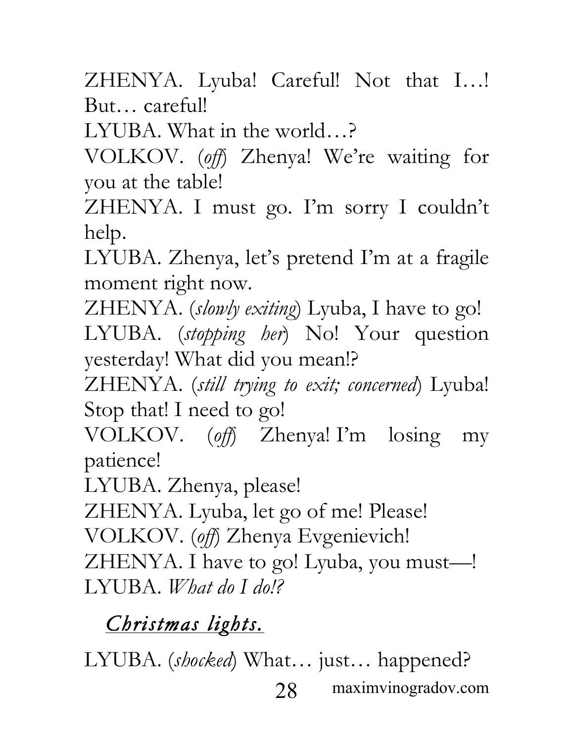ZHENYA. Lyuba! Careful! Not that I…! But… careful!

LYUBA. What in the world…?

VOLKOV. (*off*) Zhenya! We're waiting for you at the table!

ZHENYA. I must go. I'm sorry I couldn't help.

LYUBA. Zhenya, let's pretend I'm at a fragile moment right now.

ZHENYA. (*slowly exiting*) Lyuba, I have to go!

LYUBA. (*stopping her*) No! Your question yesterday! What did you mean!?

ZHENYA. (*still trying to exit; concerned*) Lyuba! Stop that! I need to go!

VOLKOV. (*off*) Zhenya! I'm losing my patience!

LYUBA. Zhenya, please!

ZHENYA. Lyuba, let go of me! Please!

VOLKOV. (*off*) Zhenya Evgenievich!

ZHENYA. I have to go! Lyuba, you must—!

LYUBA. *What do I do!?*

*<u>Christmas lights.</u>*

LYUBA. (*shocked*) What… just… happened?